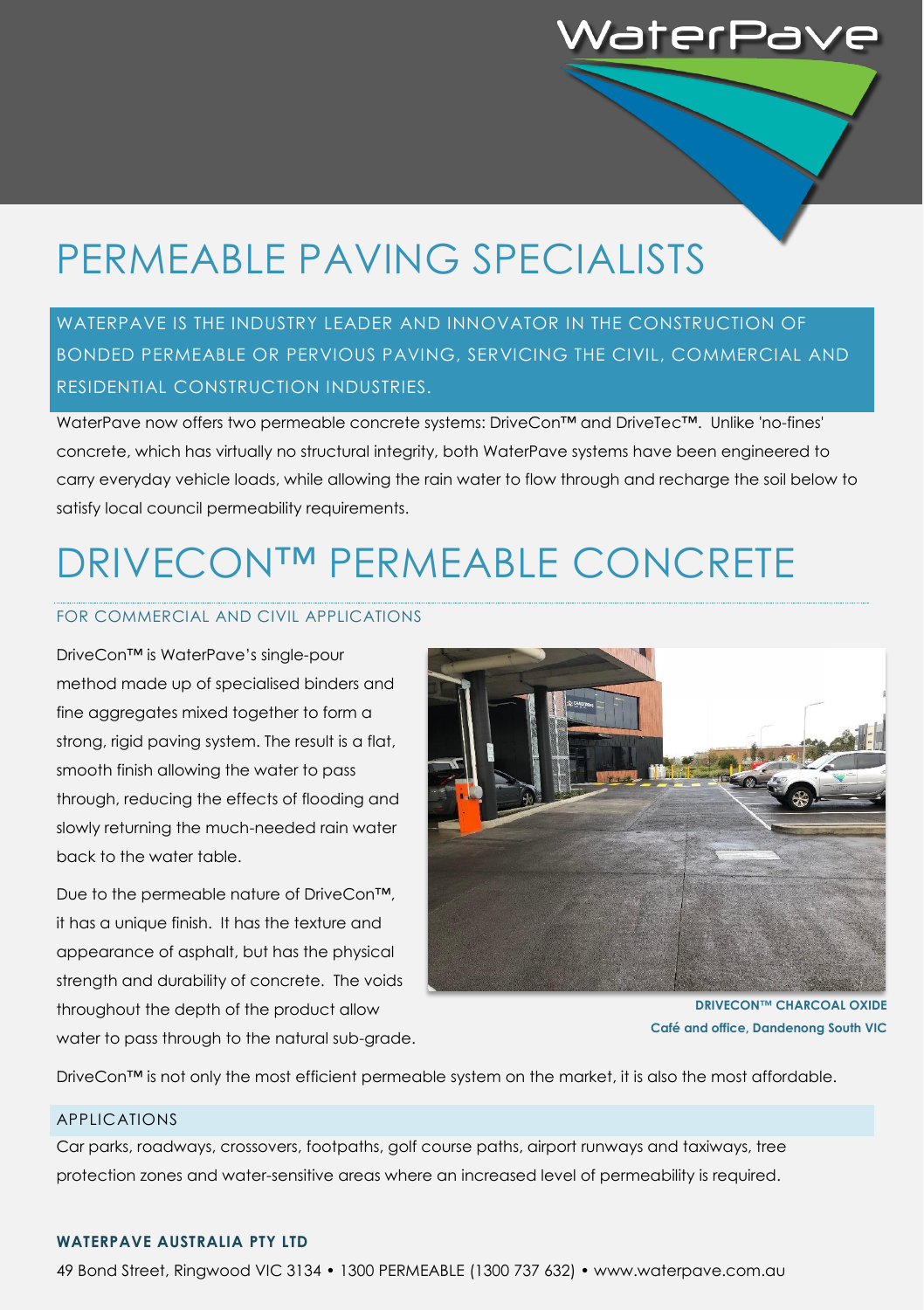# PERMEABLE PAVING SPECIALISTS

WATERPAVE IS THE INDUSTRY LEADER AND INNOVATOR IN THE CONSTRUCTION OF BONDED PERMEABLE OR PERVIOUS PAVING, SERVICING THE CIVIL, COMMERCIAL AND RESIDENTIAL CONSTRUCTION INDUSTRIES.

WaterPave now offers two permeable concrete systems: DriveCon™ and DriveTec™. Unlike 'no-fines' concrete, which has virtually no structural integrity, both WaterPave systems have been engineered to carry everyday vehicle loads, while allowing the rain water to flow through and recharge the soil below to satisfy local council permeability requirements.

# DRIVECON™ PERMEABLE CONCRETE

## FOR COMMERCIAL AND CIVIL APPLICATIONS

DriveCon™ is WaterPave's single-pour method made up of specialised binders and fine aggregates mixed together to form a strong, rigid paving system. The result is a flat, smooth finish allowing the water to pass through, reducing the effects of flooding and slowly returning the much-needed rain water back to the water table.

Due to the permeable nature of DriveCon™, it has a unique finish. It has the texture and appearance of asphalt, but has the physical strength and durability of concrete. The voids throughout the depth of the product allow water to pass through to the natural sub-grade.

**DRIVECON™ CHARCOAL OXIDE**
**Café and office, Dandenong South VIC**

DriveCon™ is not only the most efficient permeable system on the market, it is also the most affordable.

### APPLICATIONS

Car parks, roadways, crossovers, footpaths, golf course paths, airport runways and taxiways, tree protection zones and water-sensitive areas where an increased level of permeability is required.

**WATERPAVE AUSTRALIA PTY LTD**

49 Bond Street, Ringwood VIC 3134 • 1300 PERMEABLE (1300 737 632) • www.waterpave.com.au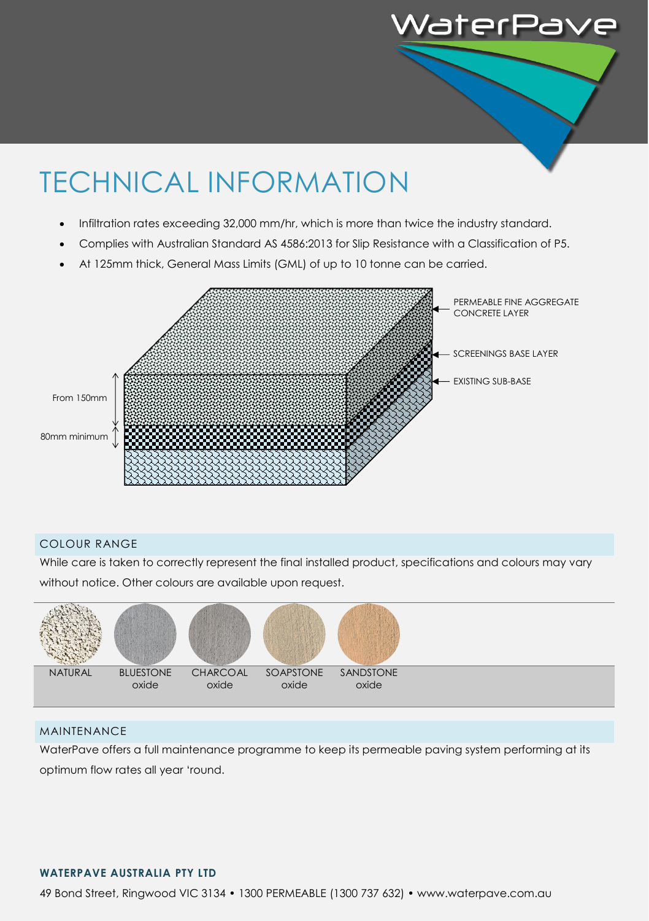# TECHNICAL INFORMATION

- Infiltration rates exceeding 32,000 mm/hr, which is more than twice the industry standard.
- Complies with Australian Standard AS 4586:2013 for Slip Resistance with a Classification of P5.
- At 125mm thick, General Mass Limits (GML) of up to 10 tonne can be carried.

PERMEABLE FINE AGGREGATE CONCRETE LAYER

SCREENINGS BASE LAYER

EXISTING SUB-BASE

From 150mm

80mm minimum

## COLOUR RANGE

While care is taken to correctly represent the final installed product, specifications and colours may vary without notice. Other colours are available upon request.

NATURAL

BLUESTONE oxide

CHARCOAL oxide

SOAPSTONE oxide

SANDSTONE oxide

## MAINTENANCE

WaterPave offers a full maintenance programme to keep its permeable paving system performing at its optimum flow rates all year 'round.

**WATERPAVE AUSTRALIA PTY LTD**

49 Bond Street, Ringwood VIC 3134 • 1300 PERMEABLE (1300 737 632) • www.waterpave.com.au